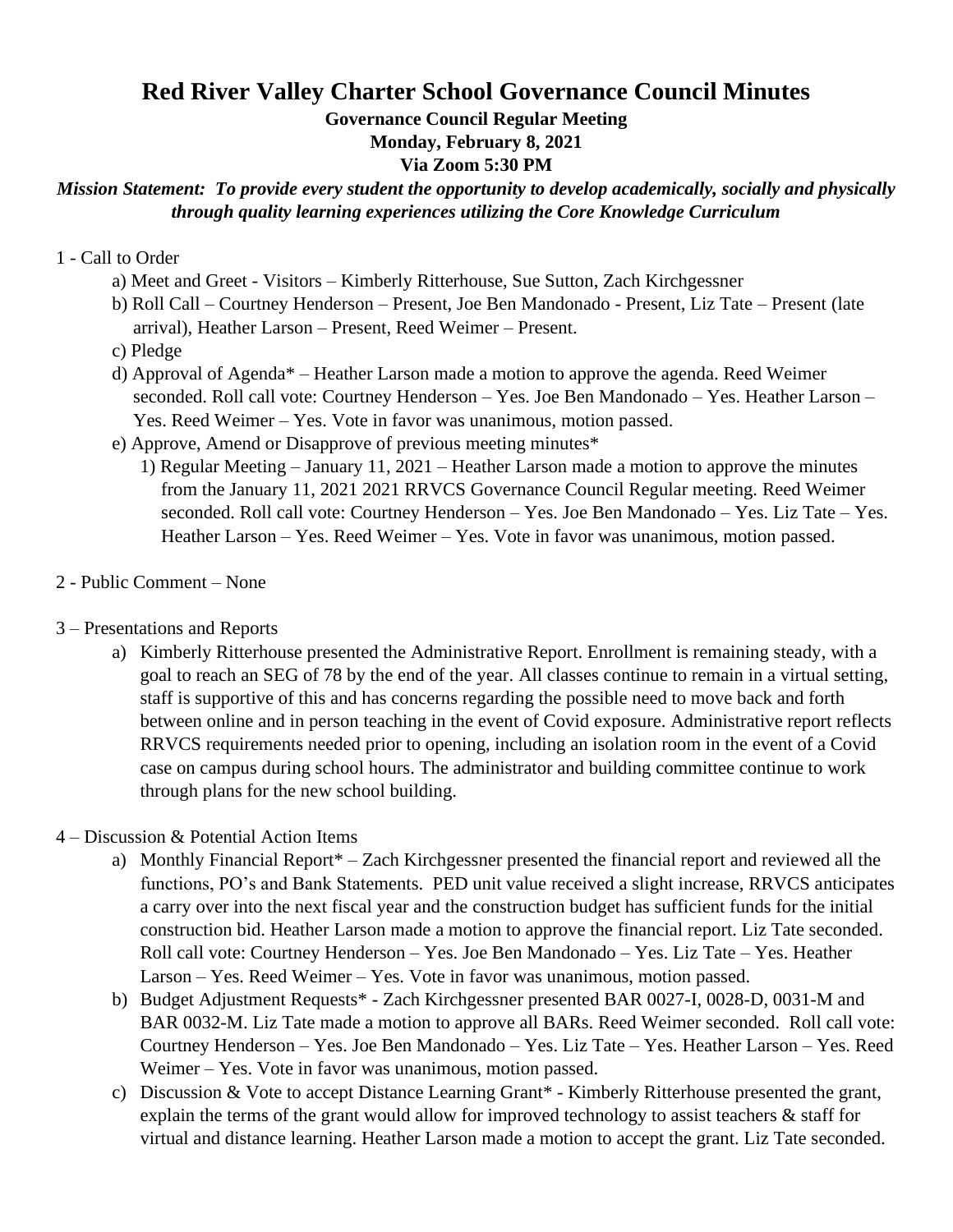# Red River Valley Charter School Governance Council Minutes

**Governance Council Regular Meeting**
**Monday, February 8, 2021**
**Via Zoom 5:30 PM**

***Mission Statement: To provide every student the opportunity to develop academically, socially and physically through quality learning experiences utilizing the Core Knowledge Curriculum***

1 - Call to Order

a) Meet and Greet - Visitors – Kimberly Ritterhouse, Sue Sutton, Zach Kirchgessner

b) Roll Call – Courtney Henderson – Present, Joe Ben Mandonado - Present, Liz Tate – Present (late arrival), Heather Larson – Present, Reed Weimer – Present.

c) Pledge

d) Approval of Agenda* – Heather Larson made a motion to approve the agenda. Reed Weimer seconded. Roll call vote: Courtney Henderson – Yes. Joe Ben Mandonado – Yes. Heather Larson – Yes. Reed Weimer – Yes. Vote in favor was unanimous, motion passed.

e) Approve, Amend or Disapprove of previous meeting minutes*

1) Regular Meeting – January 11, 2021 – Heather Larson made a motion to approve the minutes from the January 11, 2021 2021 RRVCS Governance Council Regular meeting. Reed Weimer seconded. Roll call vote: Courtney Henderson – Yes. Joe Ben Mandonado – Yes. Liz Tate – Yes. Heather Larson – Yes. Reed Weimer – Yes. Vote in favor was unanimous, motion passed.

2 - Public Comment – None

3 – Presentations and Reports

a) Kimberly Ritterhouse presented the Administrative Report. Enrollment is remaining steady, with a goal to reach an SEG of 78 by the end of the year. All classes continue to remain in a virtual setting, staff is supportive of this and has concerns regarding the possible need to move back and forth between online and in person teaching in the event of Covid exposure. Administrative report reflects RRVCS requirements needed prior to opening, including an isolation room in the event of a Covid case on campus during school hours. The administrator and building committee continue to work through plans for the new school building.

4 – Discussion & Potential Action Items

a) Monthly Financial Report* – Zach Kirchgessner presented the financial report and reviewed all the functions, PO's and Bank Statements. PED unit value received a slight increase, RRVCS anticipates a carry over into the next fiscal year and the construction budget has sufficient funds for the initial construction bid. Heather Larson made a motion to approve the financial report. Liz Tate seconded. Roll call vote: Courtney Henderson – Yes. Joe Ben Mandonado – Yes. Liz Tate – Yes. Heather Larson – Yes. Reed Weimer – Yes. Vote in favor was unanimous, motion passed.

b) Budget Adjustment Requests* - Zach Kirchgessner presented BAR 0027-I, 0028-D, 0031-M and BAR 0032-M. Liz Tate made a motion to approve all BARs. Reed Weimer seconded. Roll call vote: Courtney Henderson – Yes. Joe Ben Mandonado – Yes. Liz Tate – Yes. Heather Larson – Yes. Reed Weimer – Yes. Vote in favor was unanimous, motion passed.

c) Discussion & Vote to accept Distance Learning Grant* - Kimberly Ritterhouse presented the grant, explain the terms of the grant would allow for improved technology to assist teachers & staff for virtual and distance learning. Heather Larson made a motion to accept the grant. Liz Tate seconded.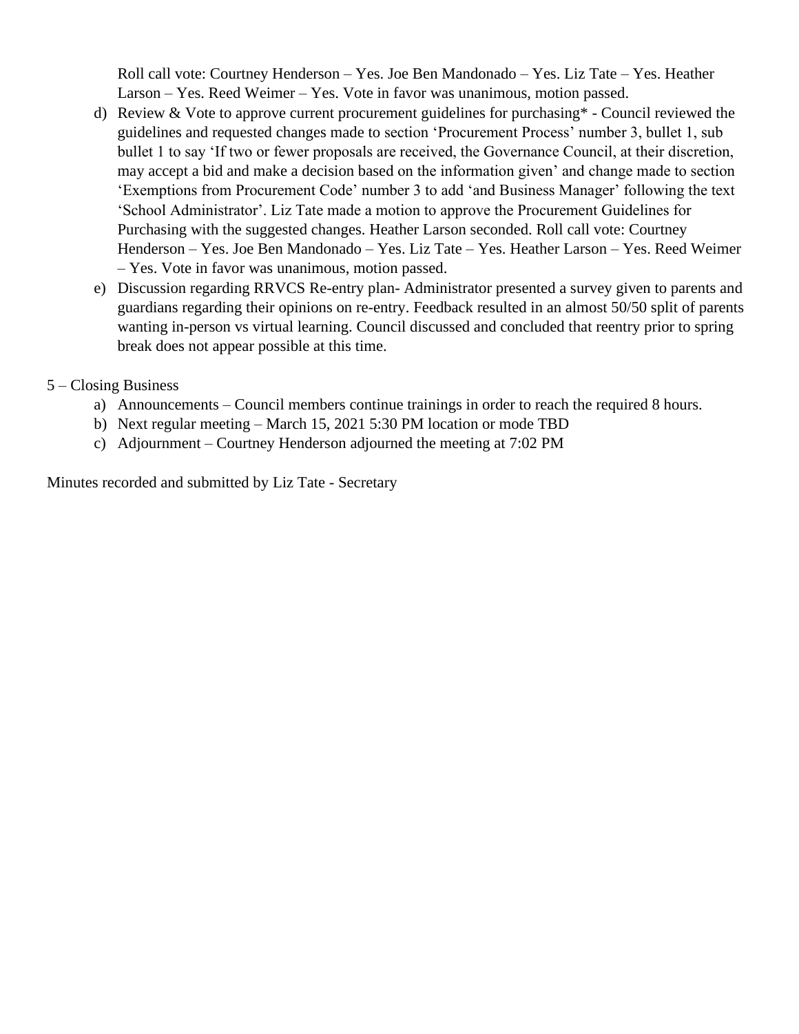Roll call vote: Courtney Henderson – Yes. Joe Ben Mandonado – Yes. Liz Tate – Yes. Heather Larson – Yes. Reed Weimer – Yes. Vote in favor was unanimous, motion passed.

d) Review & Vote to approve current procurement guidelines for purchasing* - Council reviewed the guidelines and requested changes made to section 'Procurement Process' number 3, bullet 1, sub bullet 1 to say 'If two or fewer proposals are received, the Governance Council, at their discretion, may accept a bid and make a decision based on the information given' and change made to section 'Exemptions from Procurement Code' number 3 to add 'and Business Manager' following the text 'School Administrator'. Liz Tate made a motion to approve the Procurement Guidelines for Purchasing with the suggested changes. Heather Larson seconded. Roll call vote: Courtney Henderson – Yes. Joe Ben Mandonado – Yes. Liz Tate – Yes. Heather Larson – Yes. Reed Weimer – Yes. Vote in favor was unanimous, motion passed.

e) Discussion regarding RRVCS Re-entry plan- Administrator presented a survey given to parents and guardians regarding their opinions on re-entry. Feedback resulted in an almost 50/50 split of parents wanting in-person vs virtual learning. Council discussed and concluded that reentry prior to spring break does not appear possible at this time.

5 – Closing Business

a) Announcements – Council members continue trainings in order to reach the required 8 hours.
b) Next regular meeting – March 15, 2021 5:30 PM location or mode TBD
c) Adjournment – Courtney Henderson adjourned the meeting at 7:02 PM

Minutes recorded and submitted by Liz Tate - Secretary